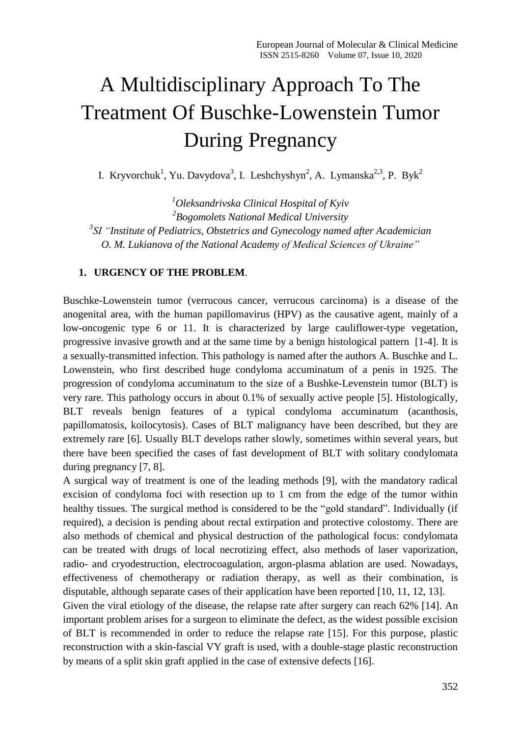# A Multidisciplinary Approach To The Treatment Of Buschke-Lowenstein Tumor During Pregnancy

I. Kryvorchuk[1], Yu. Davydova[3], I. Leshchyshyn[2], A. Lymanska[2,3], P. Byk[2]

[1]*Oleksandrivska Clinical Hospital of Kyiv*
[2]*Bogomolets National Medical University*
[3]*SI "Institute of Pediatrics, Obstetrics and Gynecology named after Academician O. M. Lukianova of the National Academy of Medical Sciences of Ukraine"*

## 1. URGENCY OF THE PROBLEM.

Buschke-Lowenstein tumor (verrucous cancer, verrucous carcinoma) is a disease of the anogenital area, with the human papillomavirus (HPV) as the causative agent, mainly of a low-oncogenic type 6 or 11. It is characterized by large cauliflower-type vegetation, progressive invasive growth and at the same time by a benign histological pattern [1-4]. It is a sexually-transmitted infection. This pathology is named after the authors A. Buschke and L. Lowenstein, who first described huge condyloma accuminatum of a penis in 1925. The progression of condyloma accuminatum to the size of a Bushke-Levenstein tumor (BLT) is very rare. This pathology occurs in about 0.1% of sexually active people [5]. Histologically, BLT reveals benign features of a typical condyloma accuminatum (acanthosis, papillomatosis, koilocytosis). Cases of BLT malignancy have been described, but they are extremely rare [6]. Usually BLT develops rather slowly, sometimes within several years, but there have been specified the cases of fast development of BLT with solitary condylomata during pregnancy [7, 8].

A surgical way of treatment is one of the leading methods [9], with the mandatory radical excision of condyloma foci with resection up to 1 cm from the edge of the tumor within healthy tissues. The surgical method is considered to be the "gold standard". Individually (if required), a decision is pending about rectal extirpation and protective colostomy. There are also methods of chemical and physical destruction of the pathological focus: condylomata can be treated with drugs of local necrotizing effect, also methods of laser vaporization, radio- and cryodestruction, electrocoagulation, argon-plasma ablation are used. Nowadays, effectiveness of chemotherapy or radiation therapy, as well as their combination, is disputable, although separate cases of their application have been reported [10, 11, 12, 13].

Given the viral etiology of the disease, the relapse rate after surgery can reach 62% [14]. An important problem arises for a surgeon to eliminate the defect, as the widest possible excision of BLT is recommended in order to reduce the relapse rate [15]. For this purpose, plastic reconstruction with a skin-fascial VY graft is used, with a double-stage plastic reconstruction by means of a split skin graft applied in the case of extensive defects [16].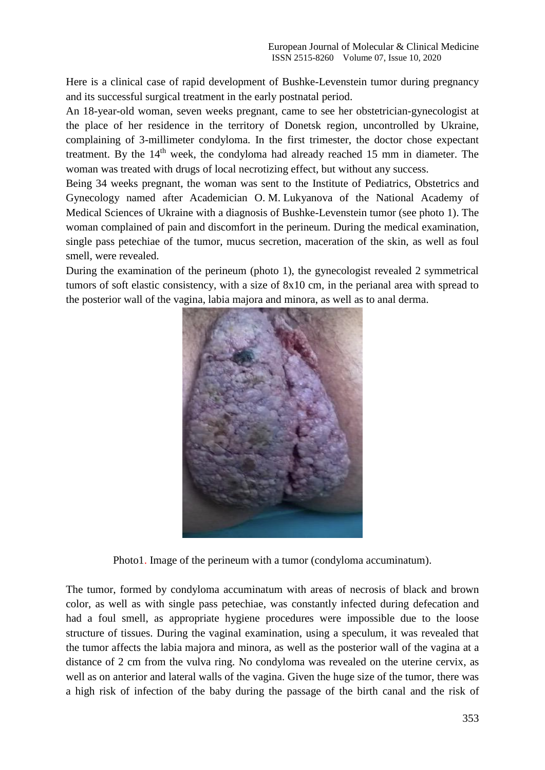Here is a clinical case of rapid development of Bushke-Levenstein tumor during pregnancy and its successful surgical treatment in the early postnatal period.

An 18-year-old woman, seven weeks pregnant, came to see her obstetrician-gynecologist at the place of her residence in the territory of Donetsk region, uncontrolled by Ukraine, complaining of 3-millimeter condyloma. In the first trimester, the doctor chose expectant treatment. By the 14th week, the condyloma had already reached 15 mm in diameter. The woman was treated with drugs of local necrotizing effect, but without any success.

Being 34 weeks pregnant, the woman was sent to the Institute of Pediatrics, Obstetrics and Gynecology named after Academician O. M. Lukyanova of the National Academy of Medical Sciences of Ukraine with a diagnosis of Bushke-Levenstein tumor (see photo 1). The woman complained of pain and discomfort in the perineum. During the medical examination, single pass petechiae of the tumor, mucus secretion, maceration of the skin, as well as foul smell, were revealed.

During the examination of the perineum (photo 1), the gynecologist revealed 2 symmetrical tumors of soft elastic consistency, with a size of 8x10 cm, in the perianal area with spread to the posterior wall of the vagina, labia majora and minora, as well as to anal derma.

Photo1. Image of the perineum with a tumor (condyloma accuminatum).

The tumor, formed by condyloma accuminatum with areas of necrosis of black and brown color, as well as with single pass petechiae, was constantly infected during defecation and had a foul smell, as appropriate hygiene procedures were impossible due to the loose structure of tissues. During the vaginal examination, using a speculum, it was revealed that the tumor affects the labia majora and minora, as well as the posterior wall of the vagina at a distance of 2 cm from the vulva ring. No condyloma was revealed on the uterine cervix, as well as on anterior and lateral walls of the vagina. Given the huge size of the tumor, there was a high risk of infection of the baby during the passage of the birth canal and the risk of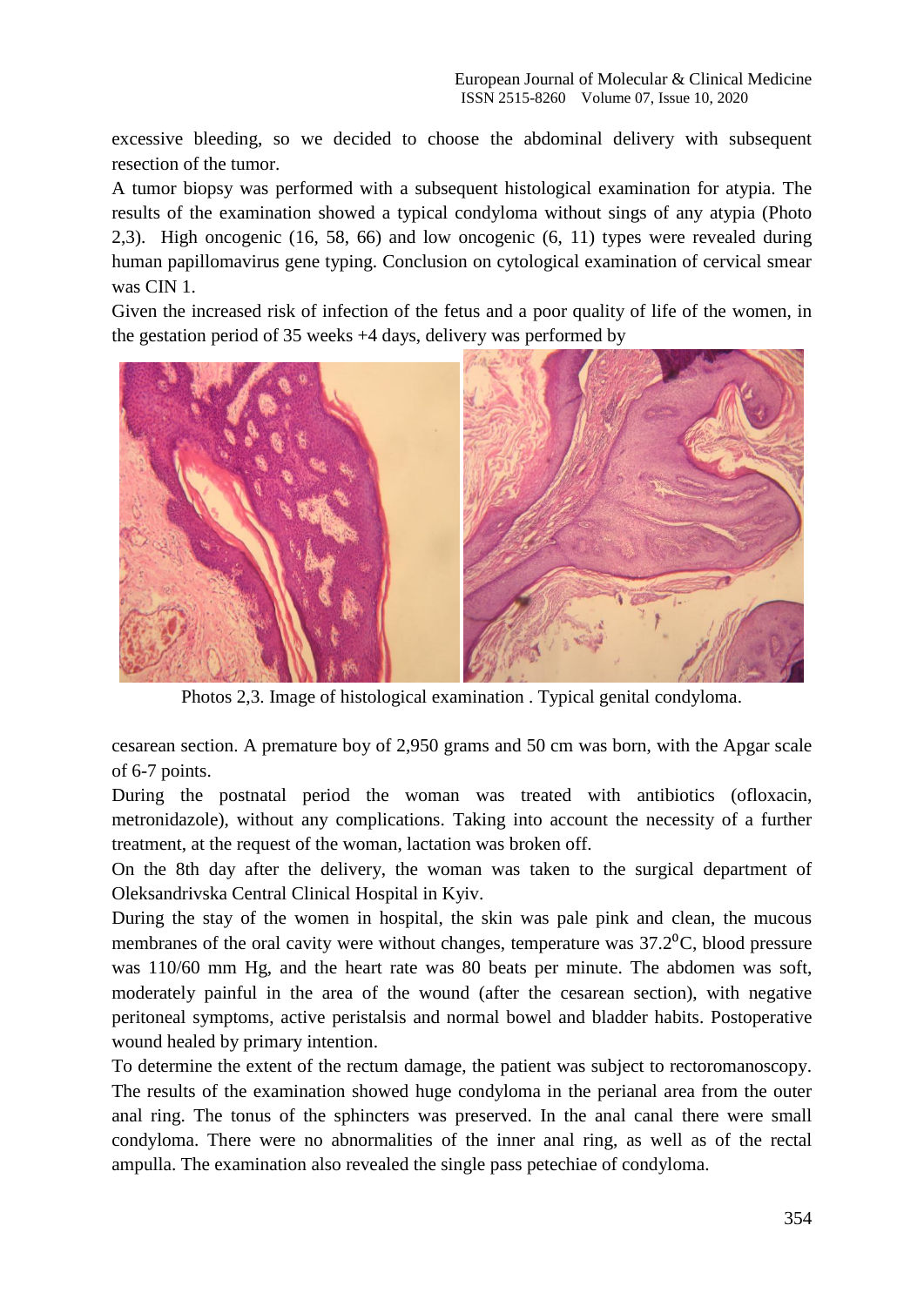excessive bleeding, so we decided to choose the abdominal delivery with subsequent resection of the tumor.

A tumor biopsy was performed with a subsequent histological examination for atypia. The results of the examination showed a typical condyloma without sings of any atypia (Photo 2,3). High oncogenic (16, 58, 66) and low oncogenic (6, 11) types were revealed during human papillomavirus gene typing. Conclusion on cytological examination of cervical smear was CIN 1.

Given the increased risk of infection of the fetus and a poor quality of life of the women, in the gestation period of 35 weeks +4 days, delivery was performed by

Photos 2,3. Image of histological examination . Typical genital condyloma.

cesarean section. A premature boy of 2,950 grams and 50 cm was born, with the Apgar scale of 6-7 points.

During the postnatal period the woman was treated with antibiotics (ofloxacin, metronidazole), without any complications. Taking into account the necessity of a further treatment, at the request of the woman, lactation was broken off.

On the 8th day after the delivery, the woman was taken to the surgical department of Oleksandrivska Central Clinical Hospital in Kyiv.

During the stay of the women in hospital, the skin was pale pink and clean, the mucous membranes of the oral cavity were without changes, temperature was $37.2^0$C, blood pressure was 110/60 mm Hg, and the heart rate was 80 beats per minute. The abdomen was soft, moderately painful in the area of the wound (after the cesarean section), with negative peritoneal symptoms, active peristalsis and normal bowel and bladder habits. Postoperative wound healed by primary intention.

To determine the extent of the rectum damage, the patient was subject to rectoromanoscopy. The results of the examination showed huge condyloma in the perianal area from the outer anal ring. The tonus of the sphincters was preserved. In the anal canal there were small condyloma. There were no abnormalities of the inner anal ring, as well as of the rectal ampulla. The examination also revealed the single pass petechiae of condyloma.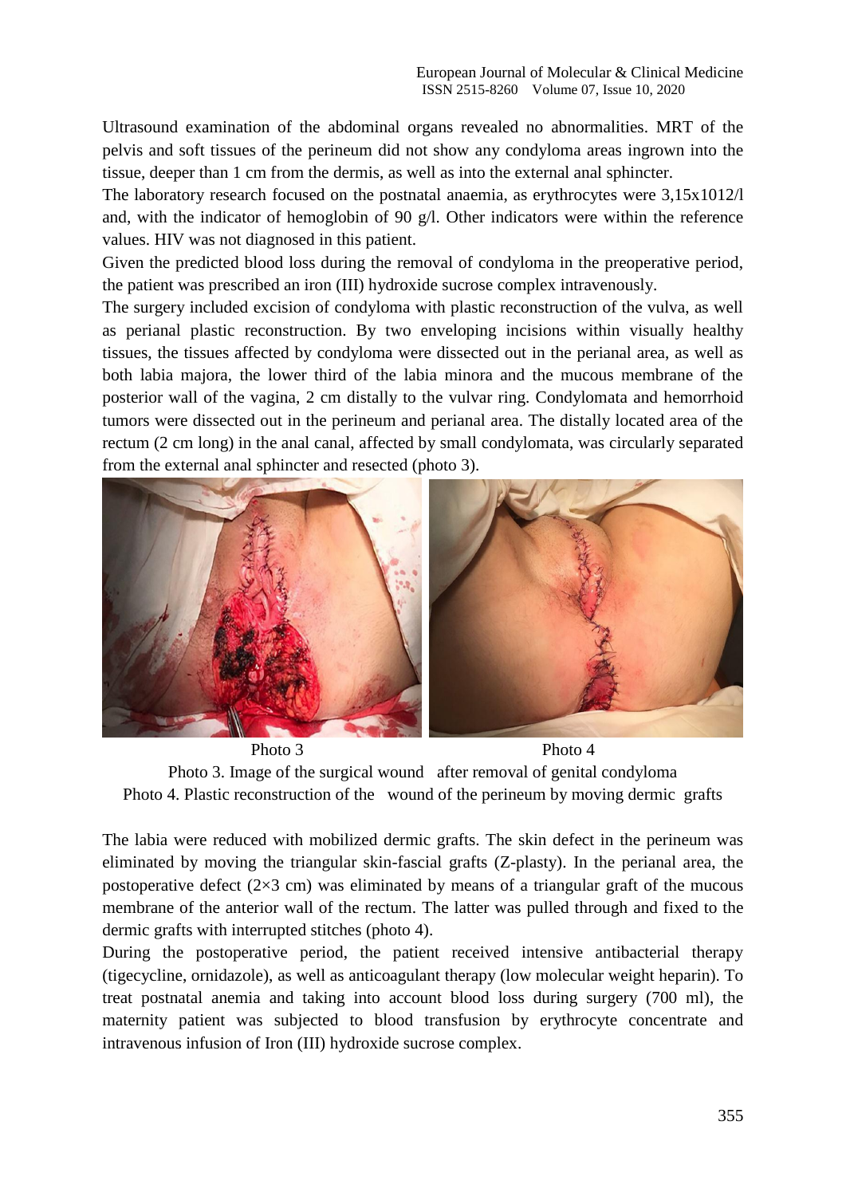Ultrasound examination of the abdominal organs revealed no abnormalities. MRT of the pelvis and soft tissues of the perineum did not show any condyloma areas ingrown into the tissue, deeper than 1 cm from the dermis, as well as into the external anal sphincter.

The laboratory research focused on the postnatal anaemia, as erythrocytes were 3,15x1012/l and, with the indicator of hemoglobin of 90 g/l. Other indicators were within the reference values. HIV was not diagnosed in this patient.

Given the predicted blood loss during the removal of condyloma in the preoperative period, the patient was prescribed an iron (III) hydroxide sucrose complex intravenously.

The surgery included excision of condyloma with plastic reconstruction of the vulva, as well as perianal plastic reconstruction. By two enveloping incisions within visually healthy tissues, the tissues affected by condyloma were dissected out in the perianal area, as well as both labia majora, the lower third of the labia minora and the mucous membrane of the posterior wall of the vagina, 2 cm distally to the vulvar ring. Condylomata and hemorrhoid tumors were dissected out in the perineum and perianal area. The distally located area of the rectum (2 cm long) in the anal canal, affected by small condylomata, was circularly separated from the external anal sphincter and resected (photo 3).

Photo 3 Photo 4

Photo 3. Image of the surgical wound after removal of genital condyloma

Photo 4. Plastic reconstruction of the wound of the perineum by moving dermic grafts

The labia were reduced with mobilized dermic grafts. The skin defect in the perineum was eliminated by moving the triangular skin-fascial grafts (Z-plasty). In the perianal area, the postoperative defect (2×3 cm) was eliminated by means of a triangular graft of the mucous membrane of the anterior wall of the rectum. The latter was pulled through and fixed to the dermic grafts with interrupted stitches (photo 4).

During the postoperative period, the patient received intensive antibacterial therapy (tigecycline, ornidazole), as well as anticoagulant therapy (low molecular weight heparin). To treat postnatal anemia and taking into account blood loss during surgery (700 ml), the maternity patient was subjected to blood transfusion by erythrocyte concentrate and intravenous infusion of Iron (III) hydroxide sucrose complex.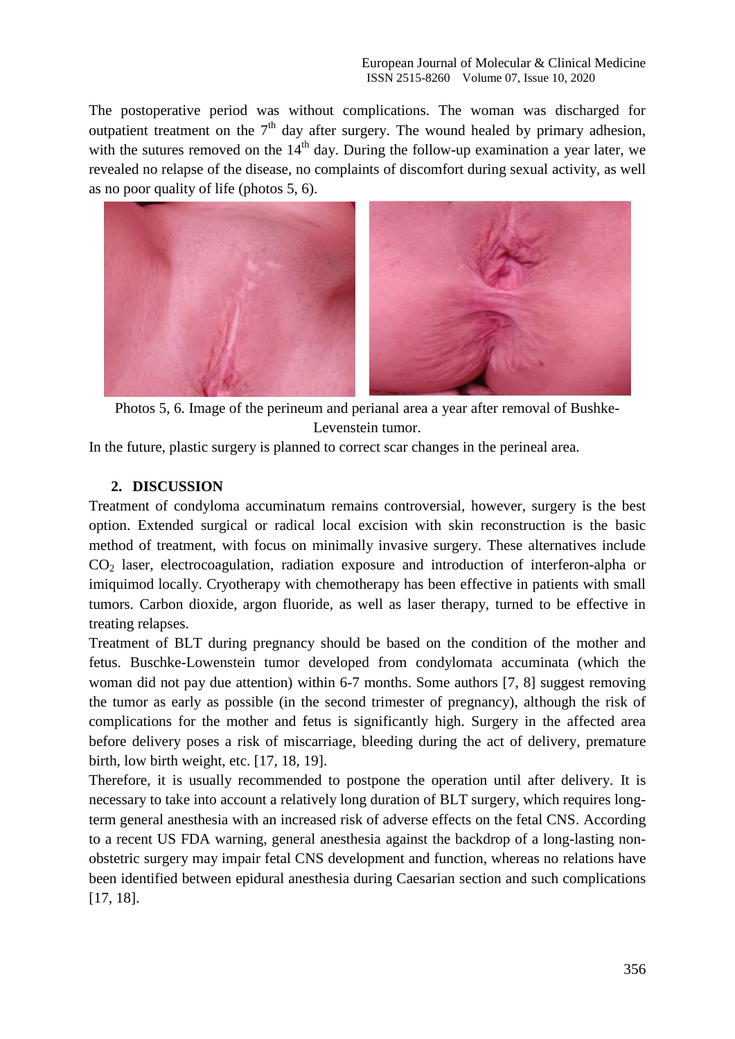The postoperative period was without complications. The woman was discharged for outpatient treatment on the 7th day after surgery. The wound healed by primary adhesion, with the sutures removed on the 14th day. During the follow-up examination a year later, we revealed no relapse of the disease, no complaints of discomfort during sexual activity, as well as no poor quality of life (photos 5, 6).

Photos 5, 6. Image of the perineum and perianal area a year after removal of Bushke-Levenstein tumor.

In the future, plastic surgery is planned to correct scar changes in the perineal area.

## 2. DISCUSSION

Treatment of condyloma accuminatum remains controversial, however, surgery is the best option. Extended surgical or radical local excision with skin reconstruction is the basic method of treatment, with focus on minimally invasive surgery. These alternatives include $CO_2$ laser, electrocoagulation, radiation exposure and introduction of interferon-alpha or imiquimod locally. Cryotherapy with chemotherapy has been effective in patients with small tumors. Carbon dioxide, argon fluoride, as well as laser therapy, turned to be effective in treating relapses.

Treatment of BLT during pregnancy should be based on the condition of the mother and fetus. Buschke-Lowenstein tumor developed from condylomata accuminata (which the woman did not pay due attention) within 6-7 months. Some authors [7, 8] suggest removing the tumor as early as possible (in the second trimester of pregnancy), although the risk of complications for the mother and fetus is significantly high. Surgery in the affected area before delivery poses a risk of miscarriage, bleeding during the act of delivery, premature birth, low birth weight, etc. [17, 18, 19].

Therefore, it is usually recommended to postpone the operation until after delivery. It is necessary to take into account a relatively long duration of BLT surgery, which requires long-term general anesthesia with an increased risk of adverse effects on the fetal CNS. According to a recent US FDA warning, general anesthesia against the backdrop of a long-lasting non-obstetric surgery may impair fetal CNS development and function, whereas no relations have been identified between epidural anesthesia during Caesarian section and such complications [17, 18].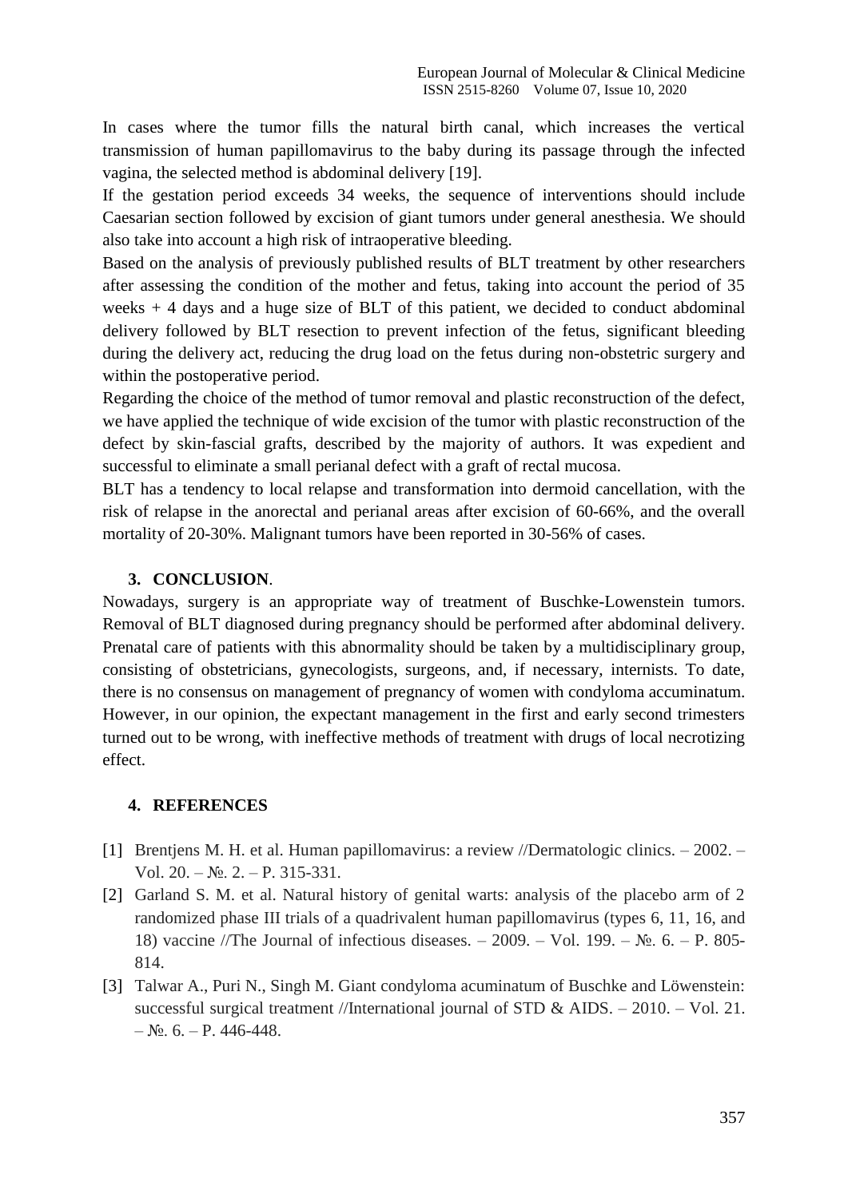In cases where the tumor fills the natural birth canal, which increases the vertical transmission of human papillomavirus to the baby during its passage through the infected vagina, the selected method is abdominal delivery [19].

If the gestation period exceeds 34 weeks, the sequence of interventions should include Caesarian section followed by excision of giant tumors under general anesthesia. We should also take into account a high risk of intraoperative bleeding.

Based on the analysis of previously published results of BLT treatment by other researchers after assessing the condition of the mother and fetus, taking into account the period of 35 weeks + 4 days and a huge size of BLT of this patient, we decided to conduct abdominal delivery followed by BLT resection to prevent infection of the fetus, significant bleeding during the delivery act, reducing the drug load on the fetus during non-obstetric surgery and within the postoperative period.

Regarding the choice of the method of tumor removal and plastic reconstruction of the defect, we have applied the technique of wide excision of the tumor with plastic reconstruction of the defect by skin-fascial grafts, described by the majority of authors. It was expedient and successful to eliminate a small perianal defect with a graft of rectal mucosa.

BLT has a tendency to local relapse and transformation into dermoid cancellation, with the risk of relapse in the anorectal and perianal areas after excision of 60-66%, and the overall mortality of 20-30%. Malignant tumors have been reported in 30-56% of cases.

## 3. CONCLUSION.

Nowadays, surgery is an appropriate way of treatment of Buschke-Lowenstein tumors. Removal of BLT diagnosed during pregnancy should be performed after abdominal delivery. Prenatal care of patients with this abnormality should be taken by a multidisciplinary group, consisting of obstetricians, gynecologists, surgeons, and, if necessary, internists. To date, there is no consensus on management of pregnancy of women with condyloma accuminatum. However, in our opinion, the expectant management in the first and early second trimesters turned out to be wrong, with ineffective methods of treatment with drugs of local necrotizing effect.

## 4. REFERENCES

[1] Brentjens M. H. et al. Human papillomavirus: a review //Dermatologic clinics. – 2002. – Vol. 20. – №. 2. – P. 315-331.

[2] Garland S. M. et al. Natural history of genital warts: analysis of the placebo arm of 2 randomized phase III trials of a quadrivalent human papillomavirus (types 6, 11, 16, and 18) vaccine //The Journal of infectious diseases. – 2009. – Vol. 199. – №. 6. – P. 805-814.

[3] Talwar A., Puri N., Singh M. Giant condyloma acuminatum of Buschke and Löwenstein: successful surgical treatment //International journal of STD & AIDS. – 2010. – Vol. 21. – №. 6. – P. 446-448.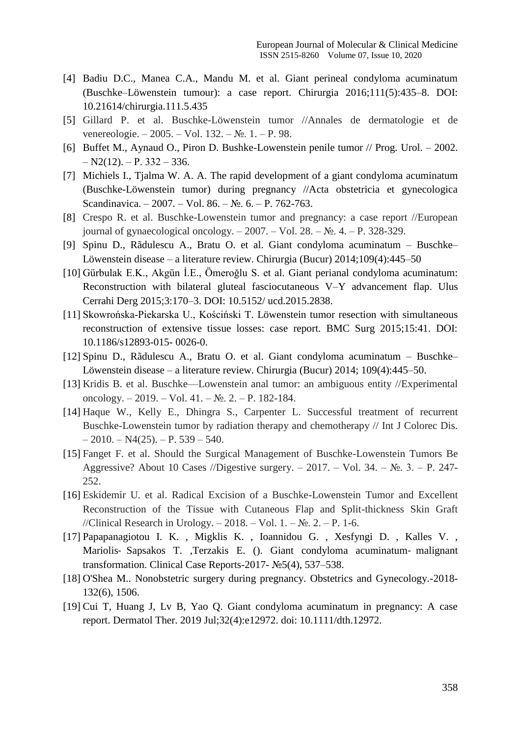[4] Badiu D.C., Manea C.A., Mandu M. et al. Giant perineal condyloma acuminatum (Buschke–Löwenstein tumour): a case report. Chirurgia 2016;111(5):435–8. DOI: 10.21614/chirurgia.111.5.435

[5] Gillard P. et al. Buschke-Löwenstein tumor //Annales de dermatologie et de venereologie. – 2005. – Vol. 132. – №. 1. – P. 98.

[6] Buffet M., Aynaud O., Piron D. Bushke-Lowenstein penile tumor // Prog. Urol. – 2002. – N2(12). – P. 332 – 336.

[7] Michiels I., Tjalma W. A. A. The rapid development of a giant condyloma acuminatum (Buschke-Löwenstein tumor) during pregnancy //Acta obstetricia et gynecologica Scandinavica. – 2007. – Vol. 86. – №. 6. – P. 762-763.

[8] Crespo R. et al. Buschke-Lowenstein tumor and pregnancy: a case report //European journal of gynaecological oncology. – 2007. – Vol. 28. – №. 4. – P. 328-329.

[9] Spinu D., Rãdulescu A., Bratu O. et al. Giant condyloma acuminatum – Buschke–Löwenstein disease – a literature review. Chirurgia (Bucur) 2014;109(4):445–50

[10] Gürbulak E.K., Akgün İ.E., Ömeroğlu S. et al. Giant perianal condyloma acuminatum: Reconstruction with bilateral gluteal fasciocutaneous V–Y advancement flap. Ulus Cerrahi Derg 2015;3:170–3. DOI: 10.5152/ ucd.2015.2838.

[11] Skowrońska-Piekarska U., Kościński T. Löwenstein tumor resection with simultaneous reconstruction of extensive tissue losses: case report. BMC Surg 2015;15:41. DOI: 10.1186/s12893-015- 0026-0.

[12] Spinu D., Rãdulescu A., Bratu O. et al. Giant condyloma acuminatum – Buschke–Löwenstein disease – a literature review. Chirurgia (Bucur) 2014; 109(4):445–50.

[13] Kridis B. et al. Buschke—Lowenstein anal tumor: an ambiguous entity //Experimental oncology. – 2019. – Vol. 41. – №. 2. – P. 182-184.

[14] Haque W., Kelly E., Dhingra S., Carpenter L. Successful treatment of recurrent Buschke-Lowenstein tumor by radiation therapy and chemotherapy // Int J Colorec Dis. – 2010. – N4(25). – P. 539 – 540.

[15] Fanget F. et al. Should the Surgical Management of Buschke-Lowenstein Tumors Be Aggressive? About 10 Cases //Digestive surgery. – 2017. – Vol. 34. – №. 3. – P. 247-252.

[16] Eskidemir U. et al. Radical Excision of a Buschke-Lowenstein Tumor and Excellent Reconstruction of the Tissue with Cutaneous Flap and Split-thickness Skin Graft //Clinical Research in Urology. – 2018. – Vol. 1. – №. 2. – P. 1-6.

[17] Papapanagiotou I. K. , Migklis K. , Ioannidou G. , Xesfyngi D. , Kalles V. , Mariolis‐ Sapsakos T. ,Terzakis E. (). Giant condyloma acuminatum‐ malignant transformation. Clinical Case Reports-2017- №5(4), 537–538.

[18] O'Shea M.. Nonobstetric surgery during pregnancy. Obstetrics and Gynecology.-2018-132(6), 1506.

[19] Cui T, Huang J, Lv B, Yao Q. Giant condyloma acuminatum in pregnancy: A case report. Dermatol Ther. 2019 Jul;32(4):e12972. doi: 10.1111/dth.12972.